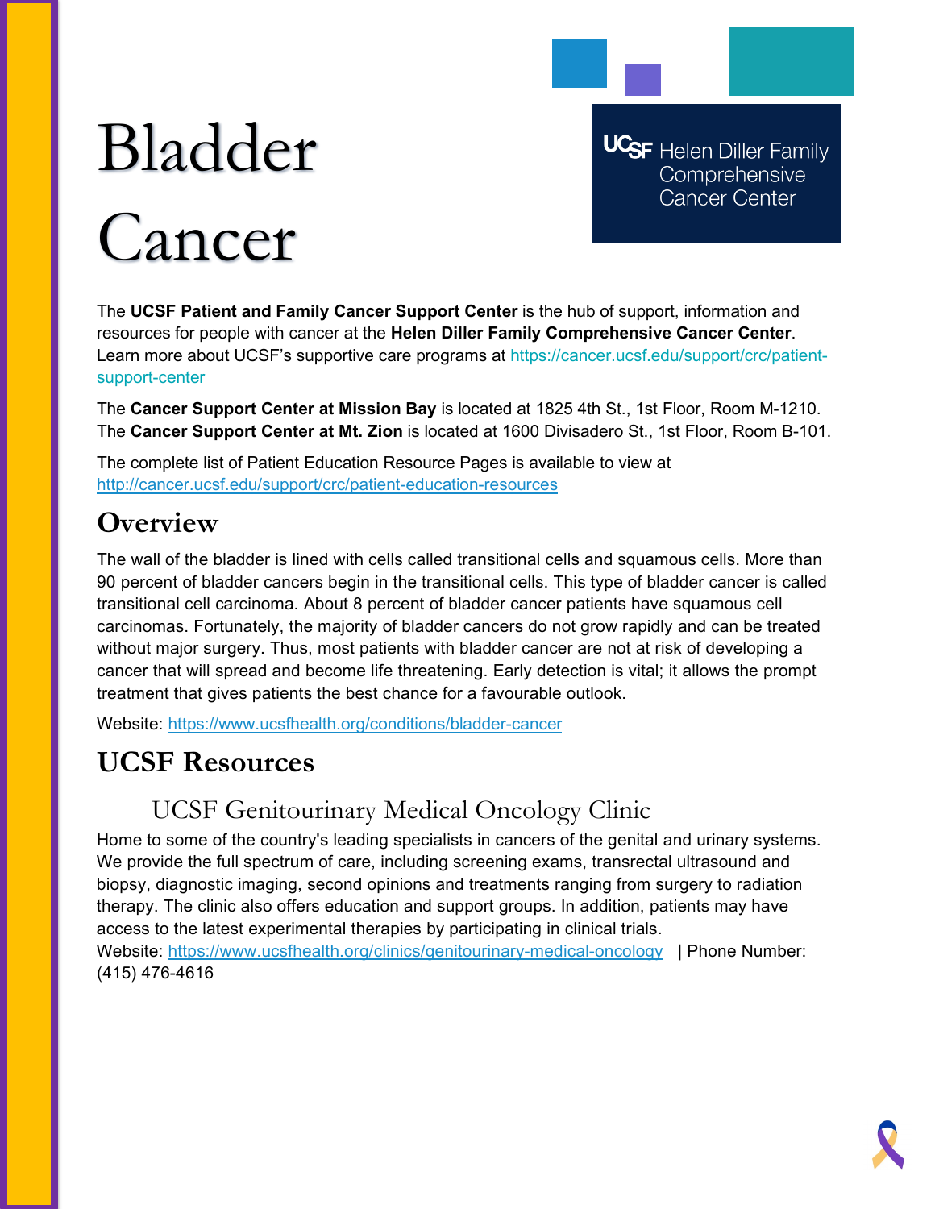# Bladder Cancer

UCSF Helen Diller Family Comprehensive Cancer Center

The **UCSF Patient and Family Cancer Support Center** is the hub of support, information and resources for people with cancer at the **Helen Diller Family Comprehensive Cancer Center**. Learn more about UCSF's supportive care programs at https://cancer.ucsf.edu/support/crc/patient-support-center

The **Cancer Support Center at Mission Bay** is located at 1825 4th St., 1st Floor, Room M-1210. The **Cancer Support Center at Mt. Zion** is located at 1600 Divisadero St., 1st Floor, Room B-101.

The complete list of Patient Education Resource Pages is available to view at http://cancer.ucsf.edu/support/crc/patient-education-resources

## Overview

The wall of the bladder is lined with cells called transitional cells and squamous cells. More than 90 percent of bladder cancers begin in the transitional cells. This type of bladder cancer is called transitional cell carcinoma. About 8 percent of bladder cancer patients have squamous cell carcinomas. Fortunately, the majority of bladder cancers do not grow rapidly and can be treated without major surgery. Thus, most patients with bladder cancer are not at risk of developing a cancer that will spread and become life threatening. Early detection is vital; it allows the prompt treatment that gives patients the best chance for a favourable outlook.

Website: https://www.ucsfhealth.org/conditions/bladder-cancer

## UCSF Resources

### UCSF Genitourinary Medical Oncology Clinic

Home to some of the country's leading specialists in cancers of the genital and urinary systems. We provide the full spectrum of care, including screening exams, transrectal ultrasound and biopsy, diagnostic imaging, second opinions and treatments ranging from surgery to radiation therapy. The clinic also offers education and support groups. In addition, patients may have access to the latest experimental therapies by participating in clinical trials.
Website: https://www.ucsfhealth.org/clinics/genitourinary-medical-oncology | Phone Number: (415) 476-4616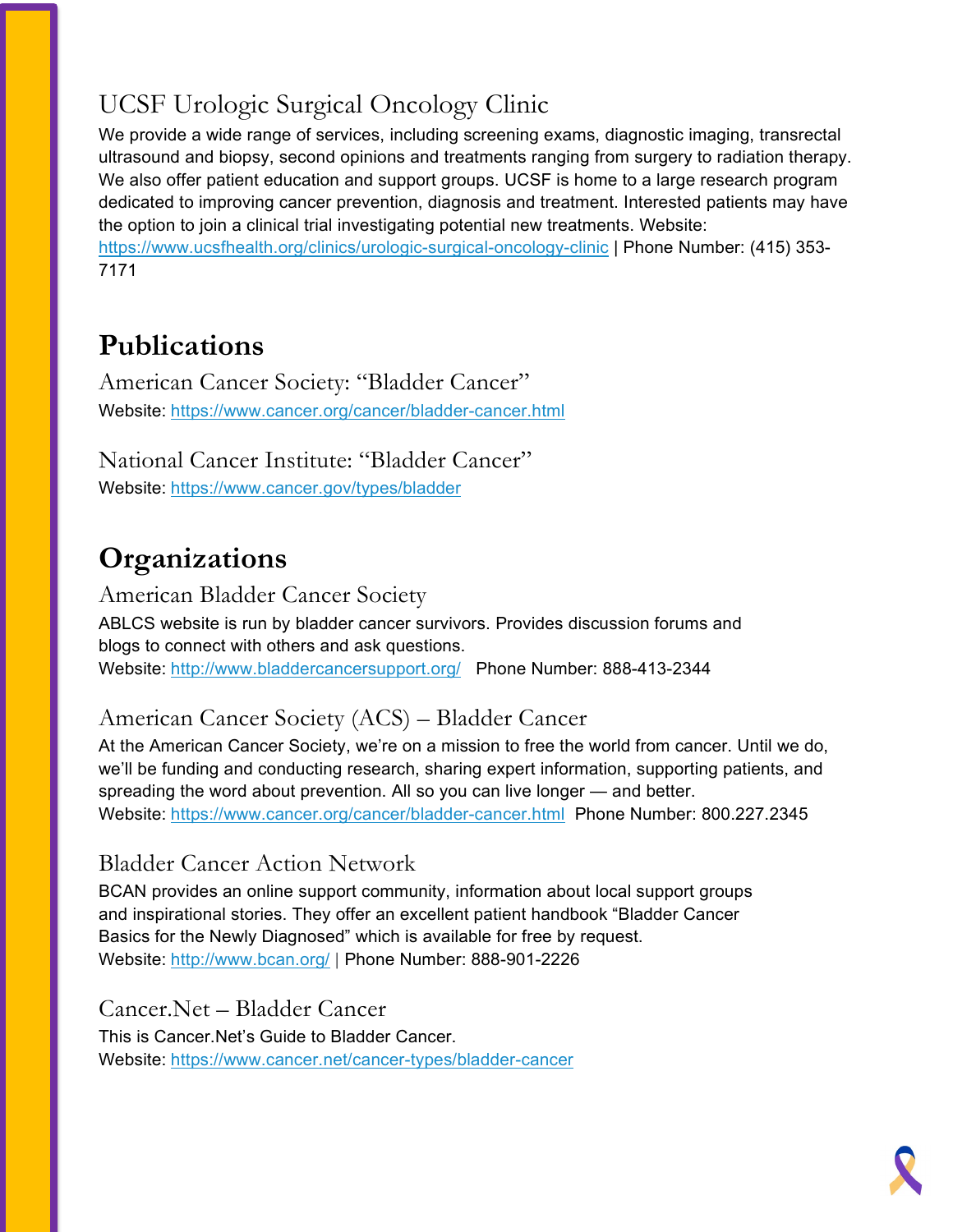### UCSF Urologic Surgical Oncology Clinic

We provide a wide range of services, including screening exams, diagnostic imaging, transrectal ultrasound and biopsy, second opinions and treatments ranging from surgery to radiation therapy. We also offer patient education and support groups. UCSF is home to a large research program dedicated to improving cancer prevention, diagnosis and treatment. Interested patients may have the option to join a clinical trial investigating potential new treatments. Website: https://www.ucsfhealth.org/clinics/urologic-surgical-oncology-clinic | Phone Number: (415) 353-7171

## Publications

### American Cancer Society: "Bladder Cancer"

Website: https://www.cancer.org/cancer/bladder-cancer.html

### National Cancer Institute: "Bladder Cancer"

Website: https://www.cancer.gov/types/bladder

## Organizations

### American Bladder Cancer Society

ABLCS website is run by bladder cancer survivors. Provides discussion forums and blogs to connect with others and ask questions.
Website: http://www.bladdercancersupport.org/ Phone Number: 888-413-2344

### American Cancer Society (ACS) – Bladder Cancer

At the American Cancer Society, we're on a mission to free the world from cancer. Until we do, we'll be funding and conducting research, sharing expert information, supporting patients, and spreading the word about prevention. All so you can live longer — and better.
Website: https://www.cancer.org/cancer/bladder-cancer.html Phone Number: 800.227.2345

### Bladder Cancer Action Network

BCAN provides an online support community, information about local support groups and inspirational stories. They offer an excellent patient handbook "Bladder Cancer Basics for the Newly Diagnosed" which is available for free by request.
Website: http://www.bcan.org/ | Phone Number: 888-901-2226

### Cancer.Net – Bladder Cancer

This is Cancer.Net's Guide to Bladder Cancer.
Website: https://www.cancer.net/cancer-types/bladder-cancer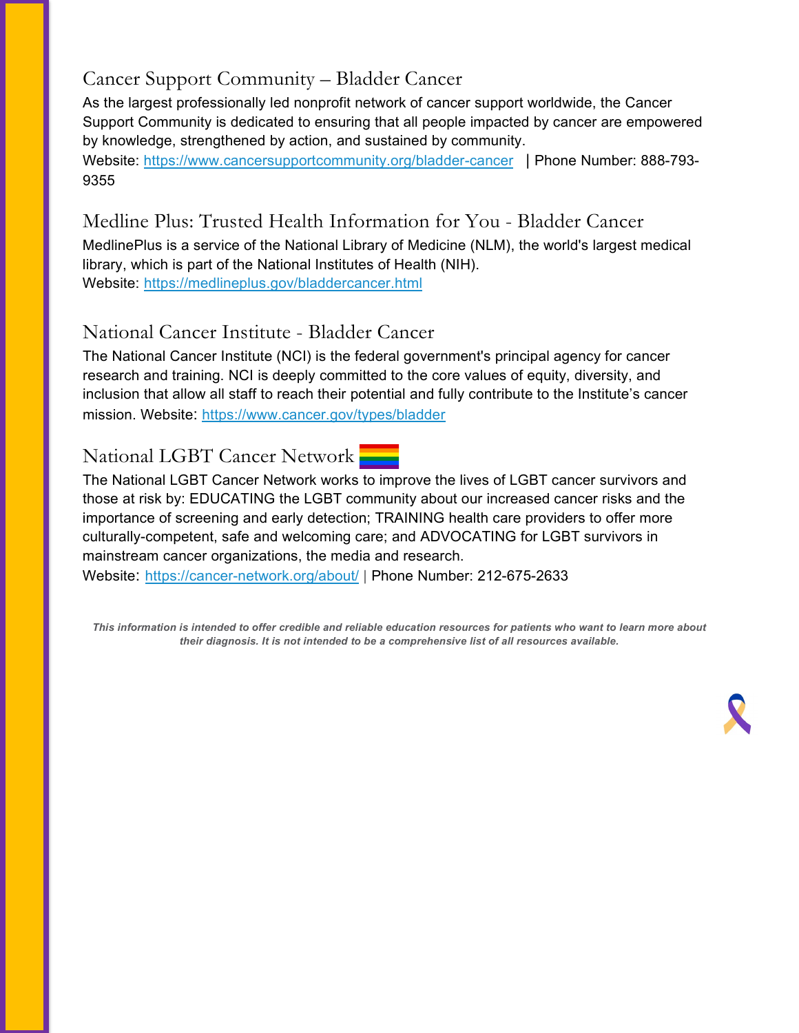## Cancer Support Community – Bladder Cancer

As the largest professionally led nonprofit network of cancer support worldwide, the Cancer Support Community is dedicated to ensuring that all people impacted by cancer are empowered by knowledge, strengthened by action, and sustained by community.
Website: https://www.cancersupportcommunity.org/bladder-cancer | Phone Number: 888-793-9355

## Medline Plus: Trusted Health Information for You - Bladder Cancer

MedlinePlus is a service of the National Library of Medicine (NLM), the world's largest medical library, which is part of the National Institutes of Health (NIH).
Website: https://medlineplus.gov/bladdercancer.html

## National Cancer Institute - Bladder Cancer

The National Cancer Institute (NCI) is the federal government's principal agency for cancer research and training. NCI is deeply committed to the core values of equity, diversity, and inclusion that allow all staff to reach their potential and fully contribute to the Institute's cancer mission. Website: https://www.cancer.gov/types/bladder

## National LGBT Cancer Network

The National LGBT Cancer Network works to improve the lives of LGBT cancer survivors and those at risk by: EDUCATING the LGBT community about our increased cancer risks and the importance of screening and early detection; TRAINING health care providers to offer more culturally-competent, safe and welcoming care; and ADVOCATING for LGBT survivors in mainstream cancer organizations, the media and research.
Website: https://cancer-network.org/about/ | Phone Number: 212-675-2633

***This information is intended to offer credible and reliable education resources for patients who want to learn more about their diagnosis. It is not intended to be a comprehensive list of all resources available.***